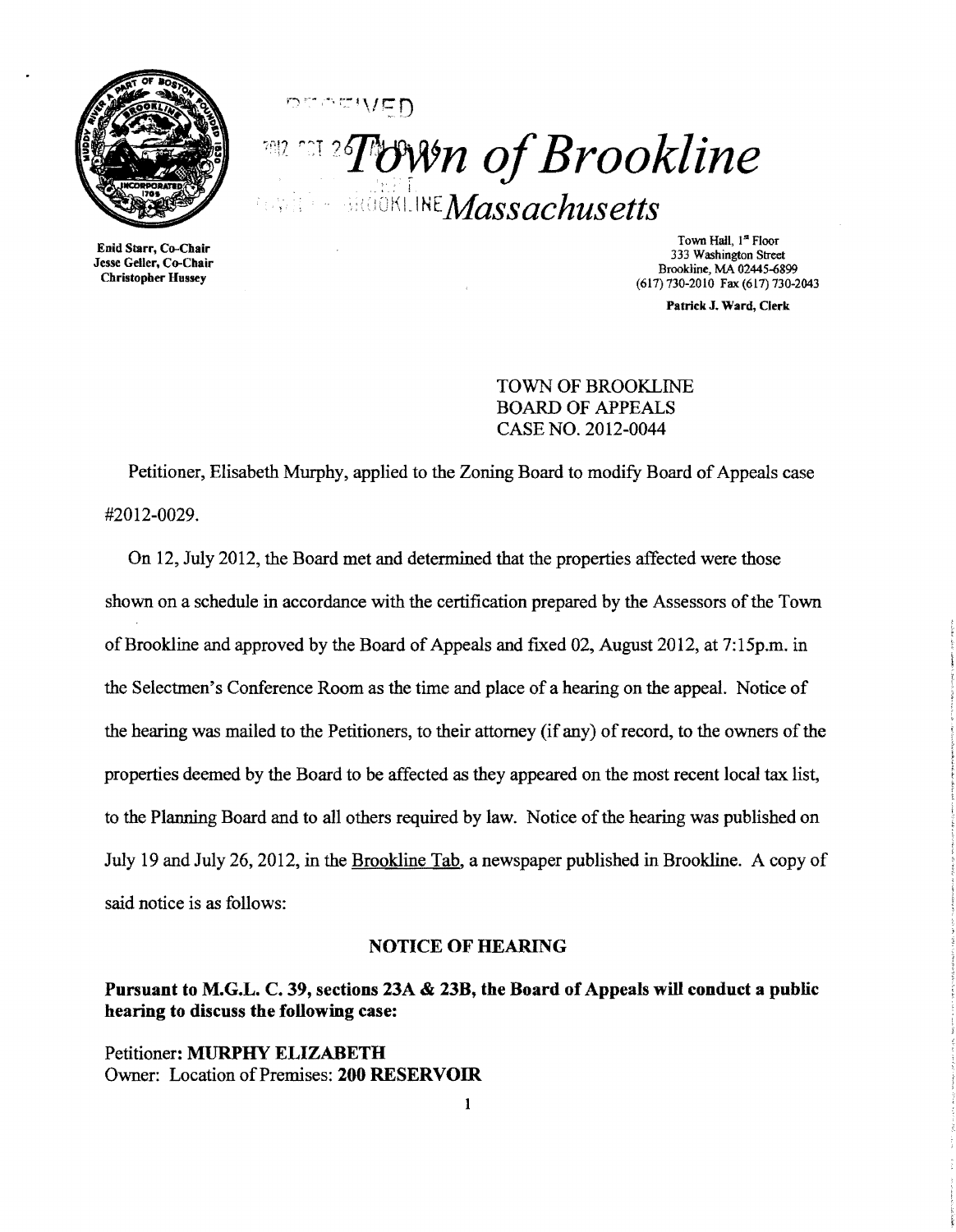# Town of Brookline
## Massachusetts

Enid Starr, Co-Chair
Jesse Geller, Co-Chair
Christopher Hussey

Town Hall, 1st Floor
333 Washington Street
Brookline, MA 02445-6899
(617) 730-2010 Fax (617) 730-2043

**Patrick J. Ward, Clerk**

TOWN OF BROOKLINE
BOARD OF APPEALS
CASE NO. 2012-0044

Petitioner, Elisabeth Murphy, applied to the Zoning Board to modify Board of Appeals case #2012-0029.

On 12, July 2012, the Board met and determined that the properties affected were those shown on a schedule in accordance with the certification prepared by the Assessors of the Town of Brookline and approved by the Board of Appeals and fixed 02, August 2012, at 7:15p.m. in the Selectmen's Conference Room as the time and place of a hearing on the appeal. Notice of the hearing was mailed to the Petitioners, to their attorney (if any) of record, to the owners of the properties deemed by the Board to be affected as they appeared on the most recent local tax list, to the Planning Board and to all others required by law. Notice of the hearing was published on July 19 and July 26, 2012, in the Brookline Tab, a newspaper published in Brookline. A copy of said notice is as follows:

**NOTICE OF HEARING**

**Pursuant to M.G.L. C. 39, sections 23A & 23B, the Board of Appeals will conduct a public hearing to discuss the following case:**

Petitioner: **MURPHY ELIZABETH**
Owner: Location of Premises: **200 RESERVOIR**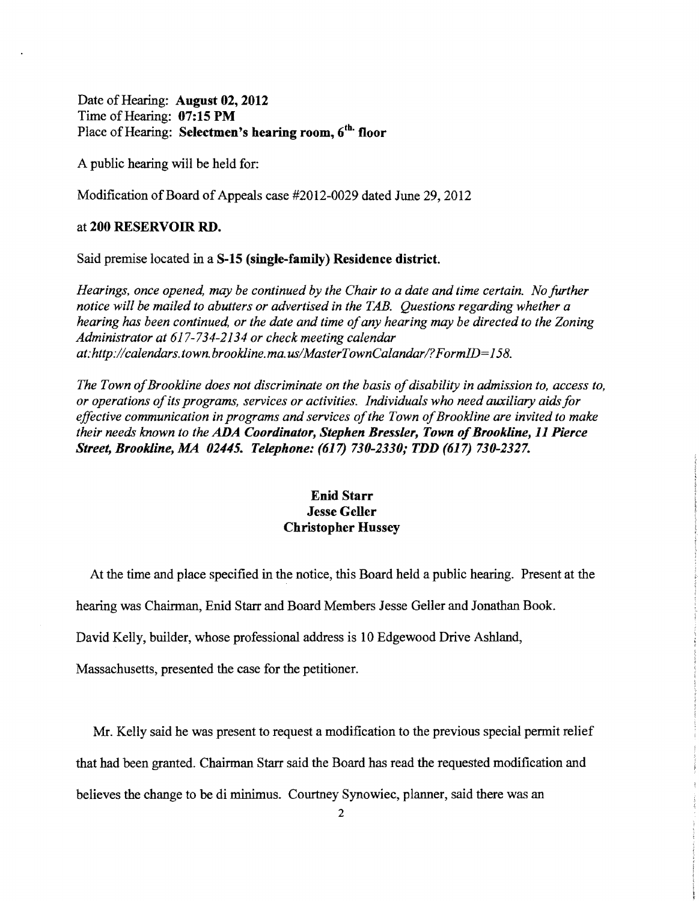Date of Hearing: **August 02, 2012**
Time of Hearing: **07:15 PM**
Place of Hearing: **Selectmen's hearing room, 6th floor**

A public hearing will be held for:

Modification of Board of Appeals case #2012-0029 dated June 29, 2012

at **200 RESERVOIR RD.**

Said premise located in a **S-15 (single-family) Residence district.**

*Hearings, once opened, may be continued by the Chair to a date and time certain. No further notice will be mailed to abutters or advertised in the TAB. Questions regarding whether a hearing has been continued, or the date and time of any hearing may be directed to the Zoning Administrator at 617-734-2134 or check meeting calendar at:http://calendars.town.brookline.ma.us/MasterTownCalandar/?FormID=158.*

*The Town of Brookline does not discriminate on the basis of disability in admission to, access to, or operations of its programs, services or activities. Individuals who need auxiliary aids for effective communication in programs and services of the Town of Brookline are invited to make their needs known to the* ***ADA Coordinator, Stephen Bressler, Town of Brookline, 11 Pierce Street, Brookline, MA 02445. Telephone: (617) 730-2330; TDD (617) 730-2327.***

**Enid Starr**
**Jesse Geller**
**Christopher Hussey**

At the time and place specified in the notice, this Board held a public hearing. Present at the hearing was Chairman, Enid Starr and Board Members Jesse Geller and Jonathan Book. David Kelly, builder, whose professional address is 10 Edgewood Drive Ashland, Massachusetts, presented the case for the petitioner.

Mr. Kelly said he was present to request a modification to the previous special permit relief that had been granted. Chairman Starr said the Board has read the requested modification and believes the change to be di minimus. Courtney Synowiec, planner, said there was an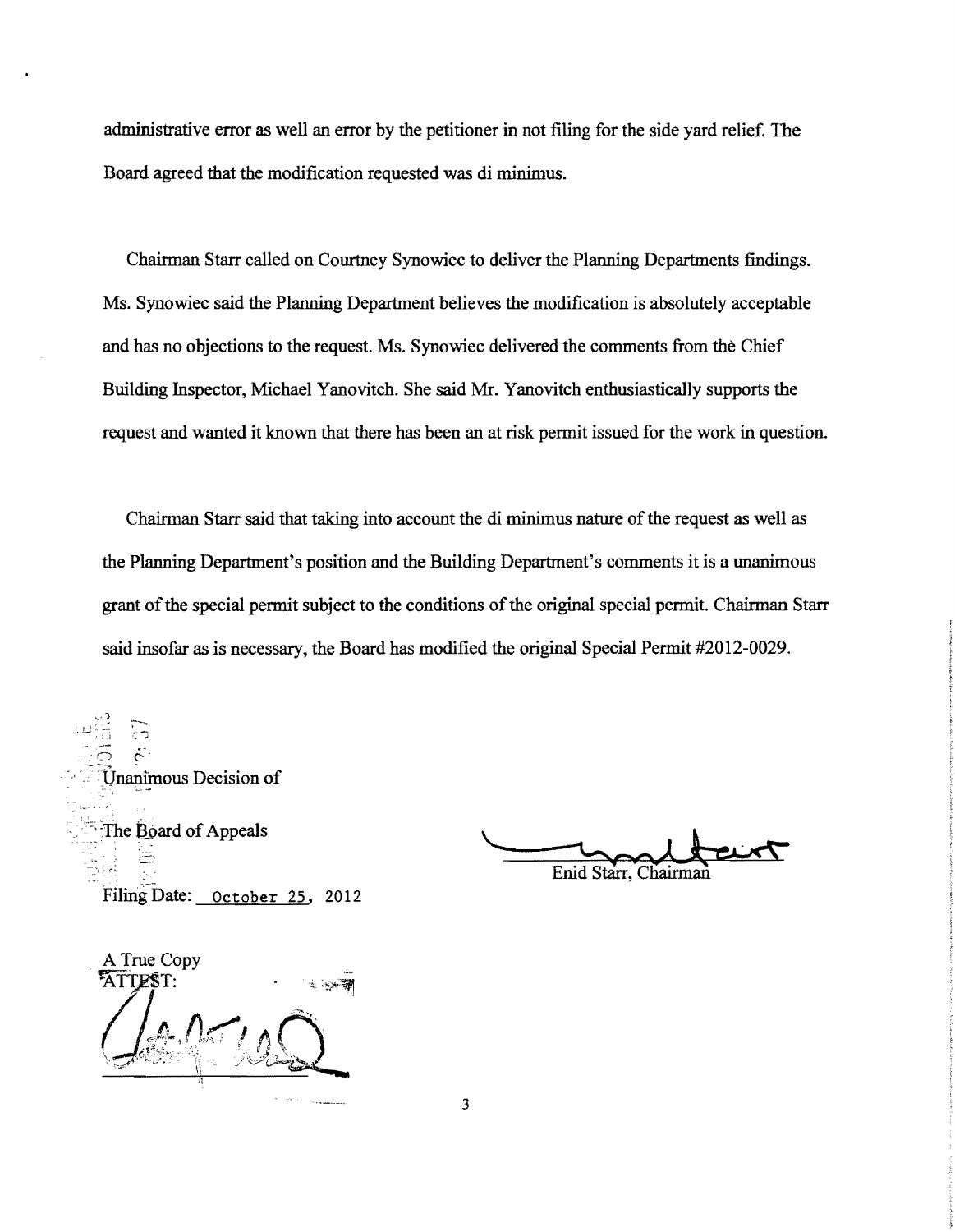administrative error as well an error by the petitioner in not filing for the side yard relief. The Board agreed that the modification requested was di minimus.

Chairman Starr called on Courtney Synowiec to deliver the Planning Departments findings. Ms. Synowiec said the Planning Department believes the modification is absolutely acceptable and has no objections to the request. Ms. Synowiec delivered the comments from the Chief Building Inspector, Michael Yanovitch. She said Mr. Yanovitch enthusiastically supports the request and wanted it known that there has been an at risk permit issued for the work in question.

Chairman Starr said that taking into account the di minimus nature of the request as well as the Planning Department's position and the Building Department's comments it is a unanimous grant of the special permit subject to the conditions of the original special permit. Chairman Starr said insofar as is necessary, the Board has modified the original Special Permit #2012-0029.

Unanimous Decision of

The Board of Appeals

Filing Date: October 25, 2012

Enid Starr, Chairman

A True Copy
ATTEST: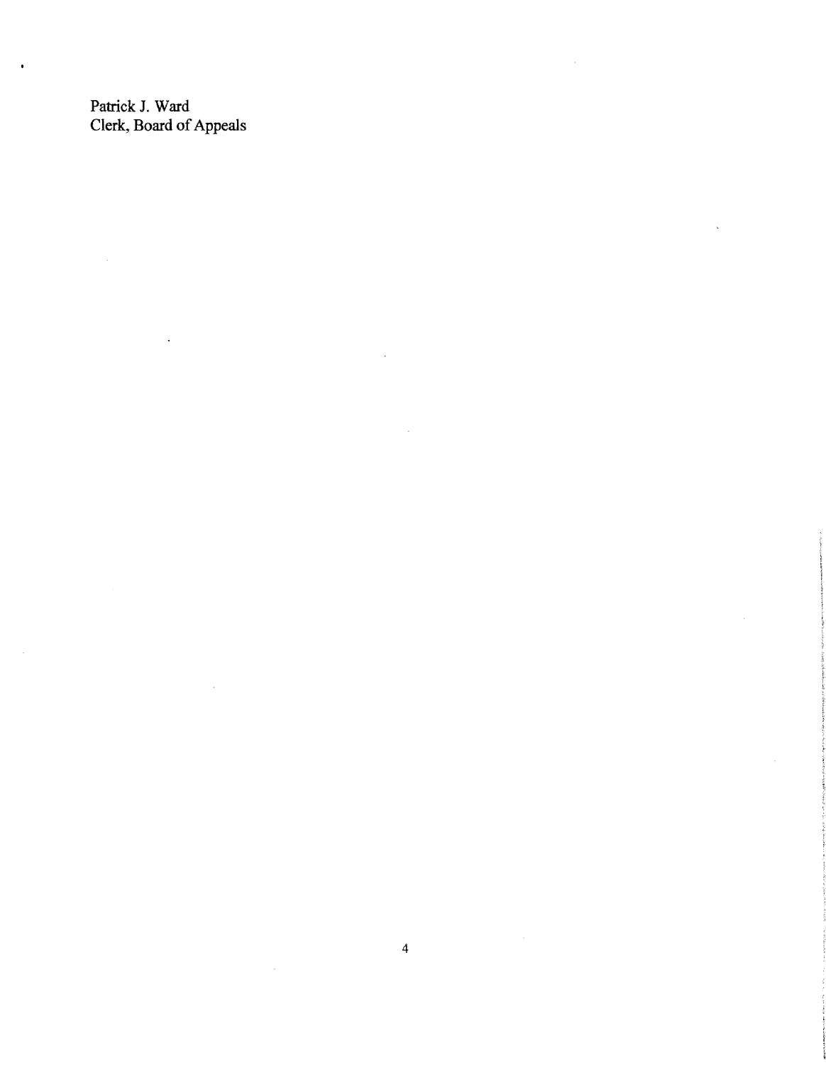Patrick J. Ward
Clerk, Board of Appeals